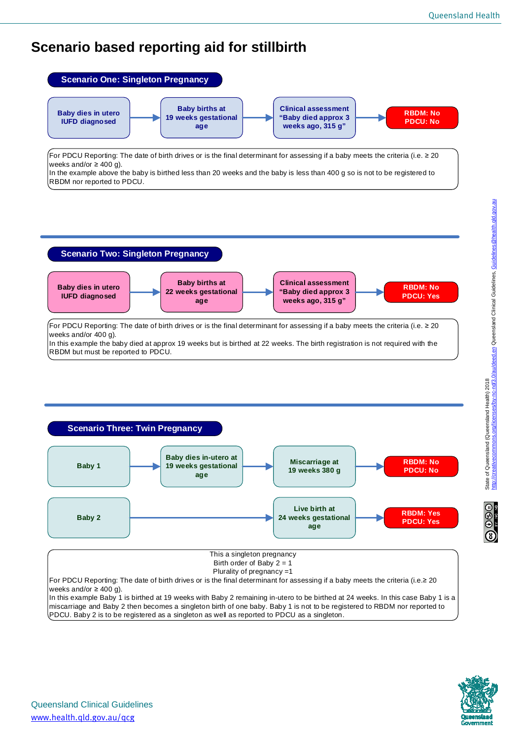# Scenario based reporting aid for stillbirth

## Scenario One: Singleton Pregnancy

**Baby dies in utero IUFD diagnosed** → **Baby births at 19 weeks gestational age** → **Clinical assessment "Baby died approx 3 weeks ago, 315 g"** → **RBDM: No PDCU: No**

For PDCU Reporting: The date of birth drives or is the final determinant for assessing if a baby meets the criteria (i.e. ≥ 20 weeks and/or ≥ 400 g).
In the example above the baby is birthed less than 20 weeks and the baby is less than 400 g so is not to be registered to RBDM nor reported to PDCU.

## Scenario Two: Singleton Pregnancy

**Baby dies in utero IUFD diagnosed** → **Baby births at 22 weeks gestational age** → **Clinical assessment "Baby died approx 3 weeks ago, 315 g"** → **RBDM: No PDCU: Yes**

For PDCU Reporting: The date of birth drives or is the final determinant for assessing if a baby meets the criteria (i.e. ≥ 20 weeks and/or 400 g).
In this example the baby died at approx 19 weeks but is birthed at 22 weeks. The birth registration is not required with the RBDM but must be reported to PDCU.

## Scenario Three: Twin Pregnancy

**Baby 1** → **Baby dies in-utero at 19 weeks gestational age** → **Miscarriage at 19 weeks 380 g** → **RBDM: No PDCU: No**

**Baby 2** → **Live birth at 24 weeks gestational age** → **RBDM: Yes PDCU: Yes**

This a singleton pregnancy
Birth order of Baby 2 = 1
Plurality of pregnancy =1
For PDCU Reporting: The date of birth drives or is the final determinant for assessing if a baby meets the criteria (i.e.≥ 20 weeks and/or ≥ 400 g).
In this example Baby 1 is birthed at 19 weeks with Baby 2 remaining in-utero to be birthed at 24 weeks. In this case Baby 1 is a miscarriage and Baby 2 then becomes a singleton birth of one baby. Baby 1 is not to be registered to RBDM nor reported to PDCU. Baby 2 is to be registered as a singleton as well as reported to PDCU as a singleton.

State of Queensland (Queensland Health) 2018 http://creativecommons.org/licenses/by-nc-nd/3.0/au/deed.en Queensland Clinical Guidelines, Guidelines@health.qld.gov.au

Queensland Clinical Guidelines
www.health.qld.gov.au/qcg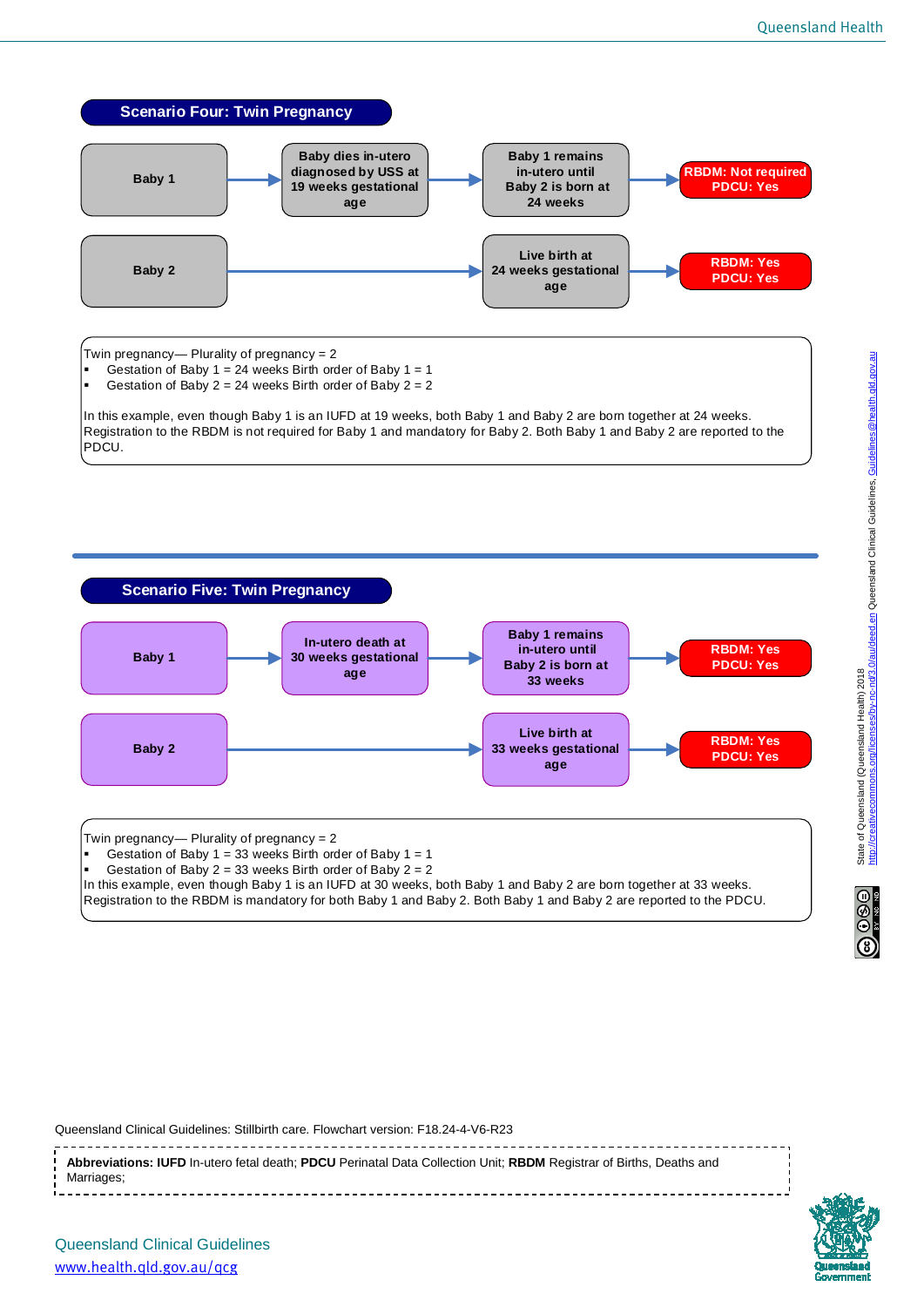## Scenario Four: Twin Pregnancy

Baby 1 → Baby dies in-utero diagnosed by USS at 19 weeks gestational age → Baby 1 remains in-utero until Baby 2 is born at 24 weeks → **RBDM: Not required PDCU: Yes**

Baby 2 → Live birth at 24 weeks gestational age → **RBDM: Yes PDCU: Yes**

Twin pregnancy— Plurality of pregnancy = 2

- Gestation of Baby 1 = 24 weeks Birth order of Baby 1 = 1
- Gestation of Baby 2 = 24 weeks Birth order of Baby 2 = 2

In this example, even though Baby 1 is an IUFD at 19 weeks, both Baby 1 and Baby 2 are born together at 24 weeks. Registration to the RBDM is not required for Baby 1 and mandatory for Baby 2. Both Baby 1 and Baby 2 are reported to the PDCU.

---

## Scenario Five: Twin Pregnancy

Baby 1 → In-utero death at 30 weeks gestational age → Baby 1 remains in-utero until Baby 2 is born at 33 weeks → **RBDM: Yes PDCU: Yes**

Baby 2 → Live birth at 33 weeks gestational age → **RBDM: Yes PDCU: Yes**

Twin pregnancy— Plurality of pregnancy = 2

- Gestation of Baby 1 = 33 weeks Birth order of Baby 1 = 1
- Gestation of Baby 2 = 33 weeks Birth order of Baby 2 = 2

In this example, even though Baby 1 is an IUFD at 30 weeks, both Baby 1 and Baby 2 are born together at 33 weeks. Registration to the RBDM is mandatory for both Baby 1 and Baby 2. Both Baby 1 and Baby 2 are reported to the PDCU.

Queensland Clinical Guidelines: Stillbirth care. Flowchart version: F18.24-4-V6-R23

**Abbreviations: IUFD** In-utero fetal death; **PDCU** Perinatal Data Collection Unit; **RBDM** Registrar of Births, Deaths and Marriages;